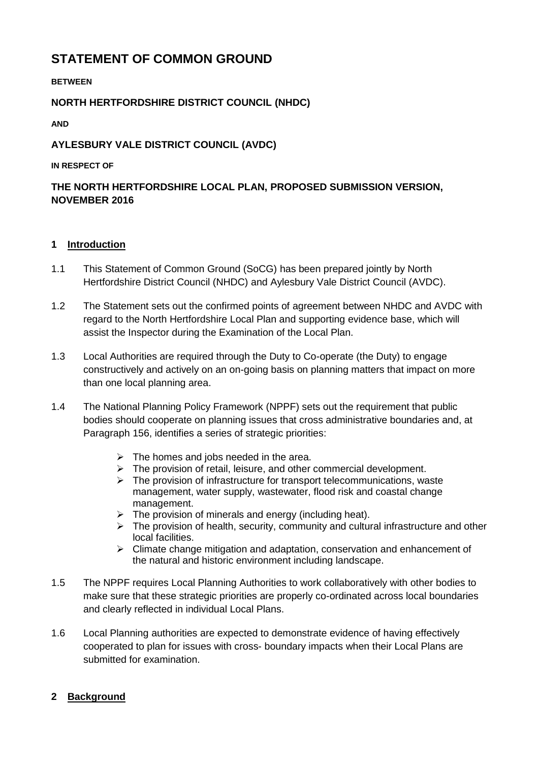# STATEMENT OF COMMON GROUND

**BETWEEN**

**NORTH HERTFORDSHIRE DISTRICT COUNCIL (NHDC)**

**AND**

**AYLESBURY VALE DISTRICT COUNCIL (AVDC)**

**IN RESPECT OF**

**THE NORTH HERTFORDSHIRE LOCAL PLAN, PROPOSED SUBMISSION VERSION, NOVEMBER 2016**

## 1 Introduction

1.1 This Statement of Common Ground (SoCG) has been prepared jointly by North Hertfordshire District Council (NHDC) and Aylesbury Vale District Council (AVDC).

1.2 The Statement sets out the confirmed points of agreement between NHDC and AVDC with regard to the North Hertfordshire Local Plan and supporting evidence base, which will assist the Inspector during the Examination of the Local Plan.

1.3 Local Authorities are required through the Duty to Co-operate (the Duty) to engage constructively and actively on an on-going basis on planning matters that impact on more than one local planning area.

1.4 The National Planning Policy Framework (NPPF) sets out the requirement that public bodies should cooperate on planning issues that cross administrative boundaries and, at Paragraph 156, identifies a series of strategic priorities:

- The homes and jobs needed in the area.
- The provision of retail, leisure, and other commercial development.
- The provision of infrastructure for transport telecommunications, waste management, water supply, wastewater, flood risk and coastal change management.
- The provision of minerals and energy (including heat).
- The provision of health, security, community and cultural infrastructure and other local facilities.
- Climate change mitigation and adaptation, conservation and enhancement of the natural and historic environment including landscape.

1.5 The NPPF requires Local Planning Authorities to work collaboratively with other bodies to make sure that these strategic priorities are properly co-ordinated across local boundaries and clearly reflected in individual Local Plans.

1.6 Local Planning authorities are expected to demonstrate evidence of having effectively cooperated to plan for issues with cross- boundary impacts when their Local Plans are submitted for examination.

## 2 Background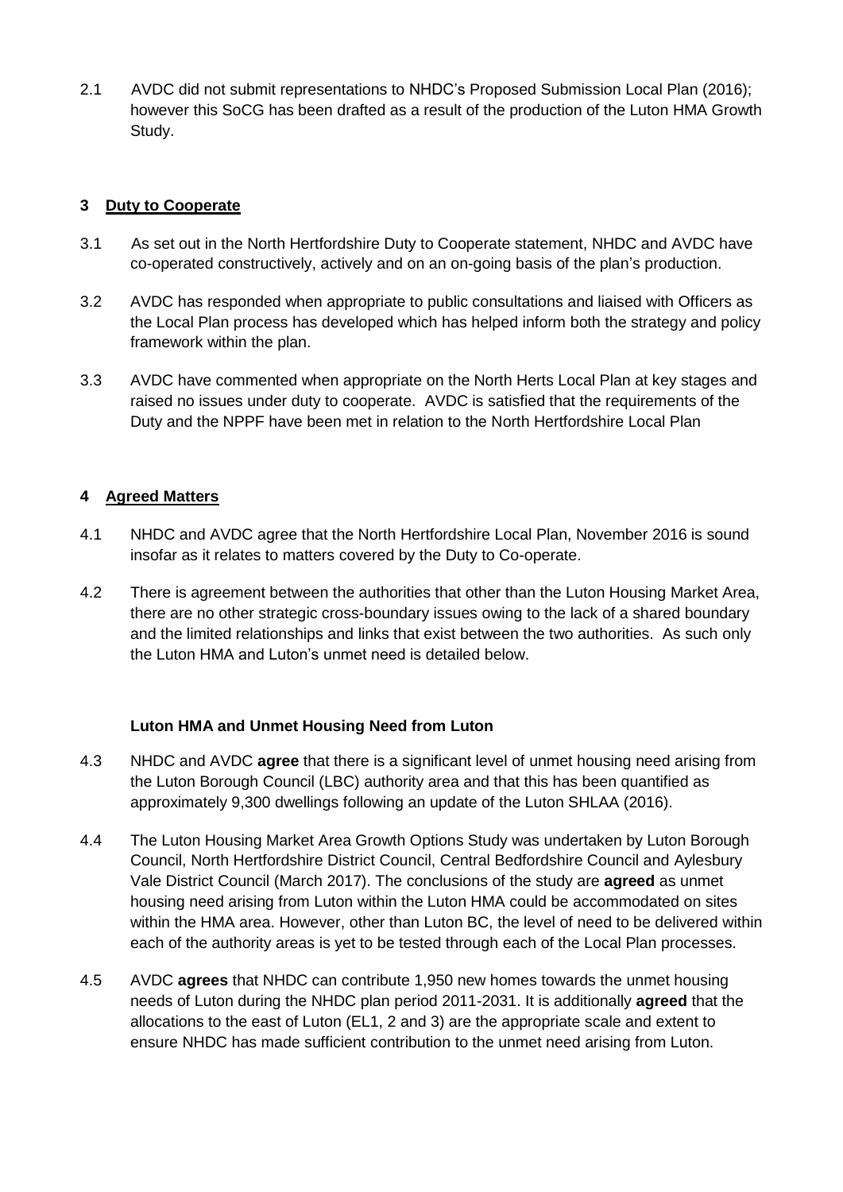2.1 AVDC did not submit representations to NHDC's Proposed Submission Local Plan (2016); however this SoCG has been drafted as a result of the production of the Luton HMA Growth Study.

## 3 Duty to Cooperate

3.1 As set out in the North Hertfordshire Duty to Cooperate statement, NHDC and AVDC have co-operated constructively, actively and on an on-going basis of the plan's production.

3.2 AVDC has responded when appropriate to public consultations and liaised with Officers as the Local Plan process has developed which has helped inform both the strategy and policy framework within the plan.

3.3 AVDC have commented when appropriate on the North Herts Local Plan at key stages and raised no issues under duty to cooperate. AVDC is satisfied that the requirements of the Duty and the NPPF have been met in relation to the North Hertfordshire Local Plan

## 4 Agreed Matters

4.1 NHDC and AVDC agree that the North Hertfordshire Local Plan, November 2016 is sound insofar as it relates to matters covered by the Duty to Co-operate.

4.2 There is agreement between the authorities that other than the Luton Housing Market Area, there are no other strategic cross-boundary issues owing to the lack of a shared boundary and the limited relationships and links that exist between the two authorities. As such only the Luton HMA and Luton's unmet need is detailed below.

### Luton HMA and Unmet Housing Need from Luton

4.3 NHDC and AVDC **agree** that there is a significant level of unmet housing need arising from the Luton Borough Council (LBC) authority area and that this has been quantified as approximately 9,300 dwellings following an update of the Luton SHLAA (2016).

4.4 The Luton Housing Market Area Growth Options Study was undertaken by Luton Borough Council, North Hertfordshire District Council, Central Bedfordshire Council and Aylesbury Vale District Council (March 2017). The conclusions of the study are **agreed** as unmet housing need arising from Luton within the Luton HMA could be accommodated on sites within the HMA area. However, other than Luton BC, the level of need to be delivered within each of the authority areas is yet to be tested through each of the Local Plan processes.

4.5 AVDC **agrees** that NHDC can contribute 1,950 new homes towards the unmet housing needs of Luton during the NHDC plan period 2011-2031. It is additionally **agreed** that the allocations to the east of Luton (EL1, 2 and 3) are the appropriate scale and extent to ensure NHDC has made sufficient contribution to the unmet need arising from Luton.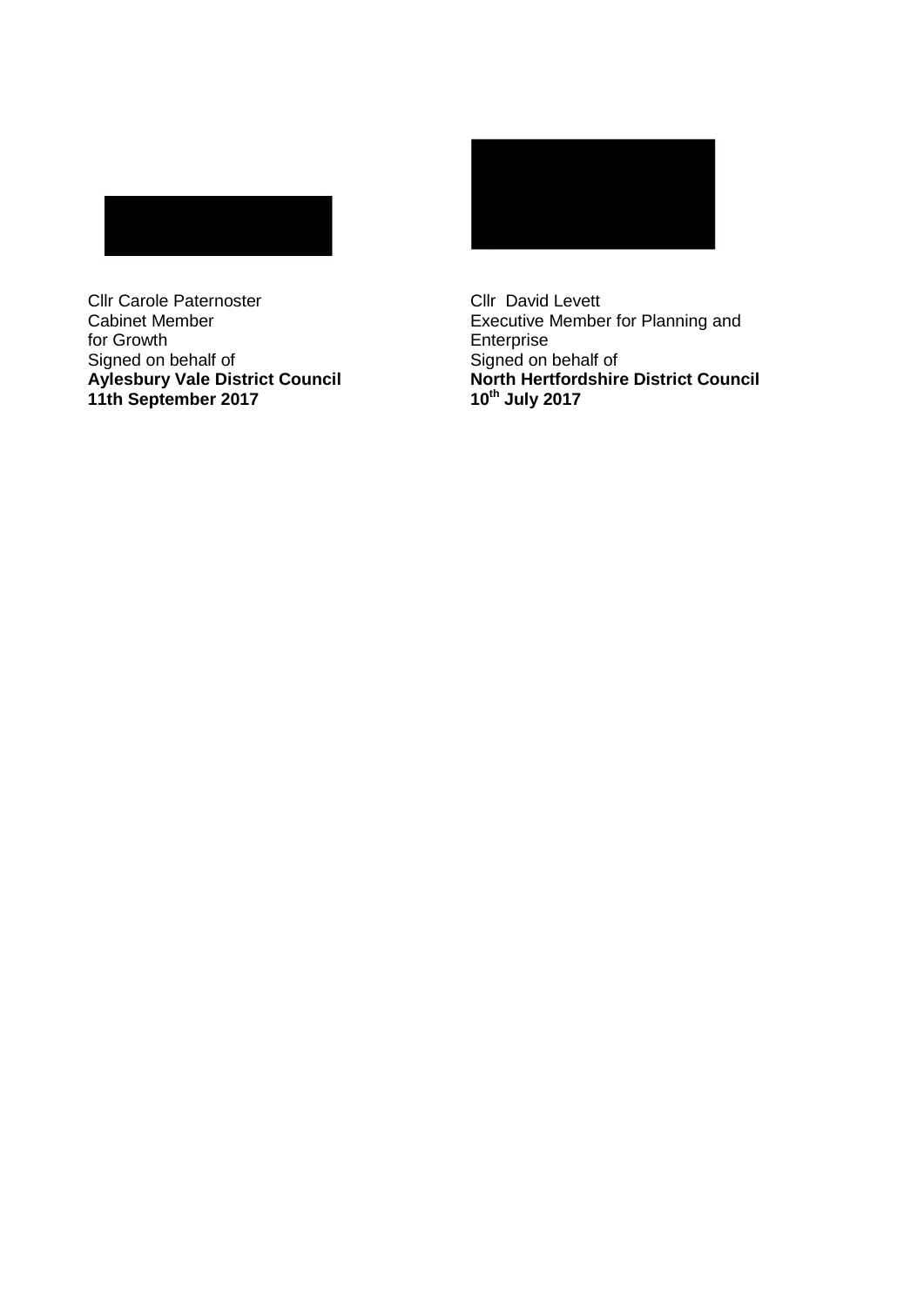Cllr Carole Paternoster
Cabinet Member
for Growth
Signed on behalf of
**Aylesbury Vale District Council**
**11th September 2017**

Cllr David Levett
Executive Member for Planning and Enterprise
Signed on behalf of
**North Hertfordshire District Council**
**10th July 2017**